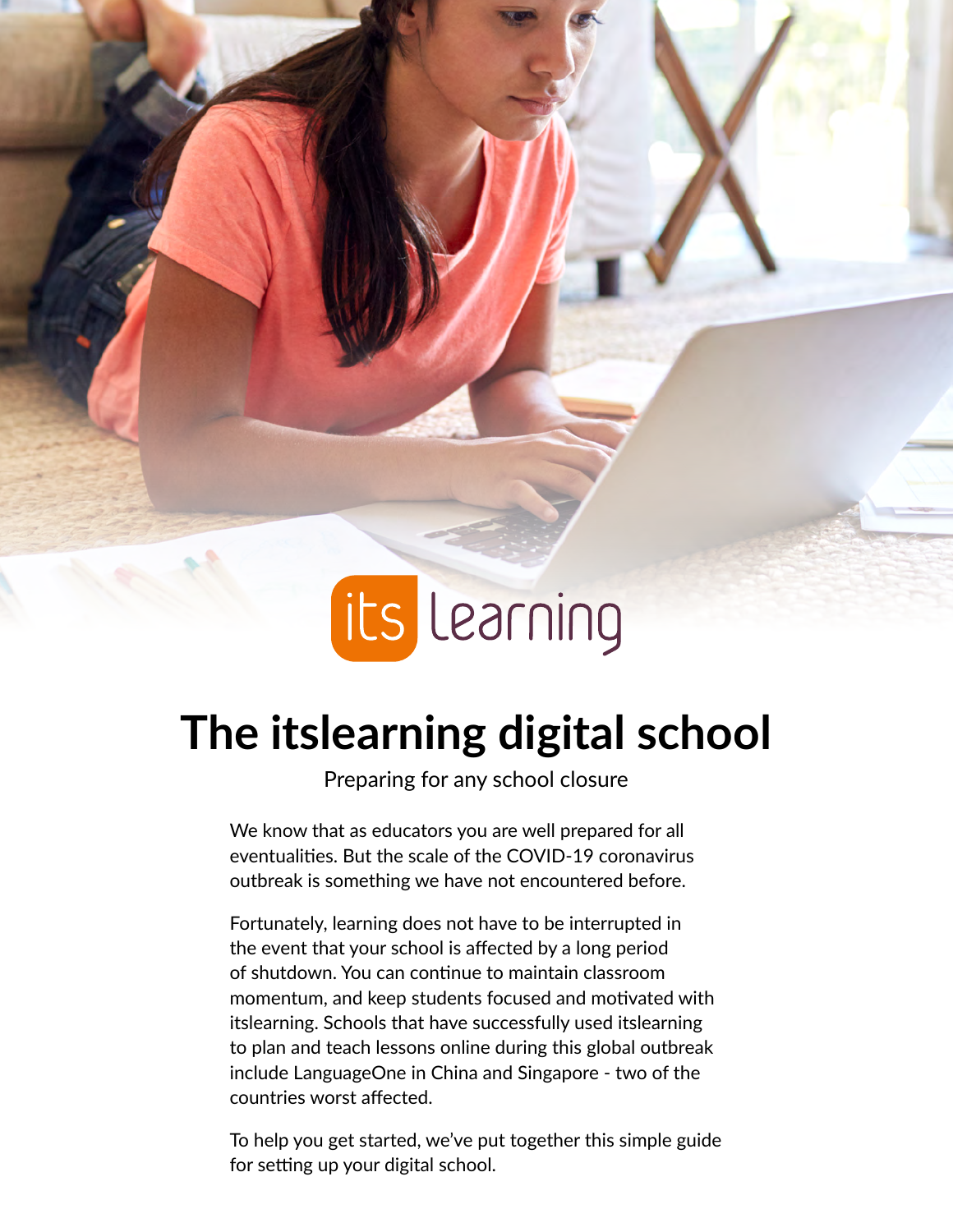# The itslearning digital school

Preparing for any school closure

We know that as educators you are well prepared for all eventualities. But the scale of the COVID-19 coronavirus outbreak is something we have not encountered before.

Fortunately, learning does not have to be interrupted in the event that your school is affected by a long period of shutdown. You can continue to maintain classroom momentum, and keep students focused and motivated with itslearning. Schools that have successfully used itslearning to plan and teach lessons online during this global outbreak include LanguageOne in China and Singapore - two of the countries worst affected.

To help you get started, we've put together this simple guide for setting up your digital school.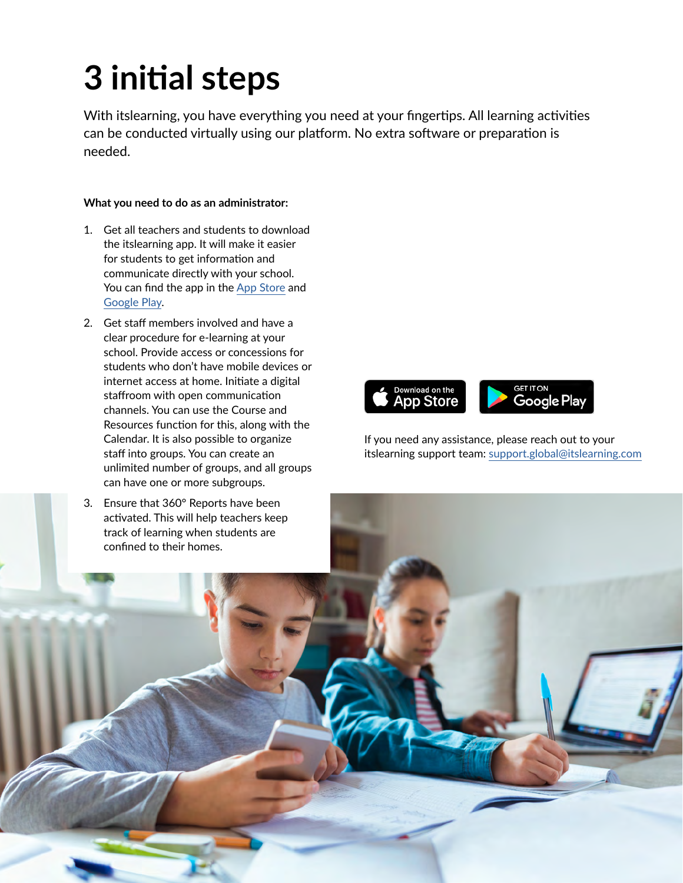# 3 initial steps

With itslearning, you have everything you need at your fingertips. All learning activities can be conducted virtually using our platform. No extra software or preparation is needed.

**What you need to do as an administrator:**

1. Get all teachers and students to download the itslearning app. It will make it easier for students to get information and communicate directly with your school. You can find the app in the App Store and Google Play.
2. Get staff members involved and have a clear procedure for e-learning at your school. Provide access or concessions for students who don't have mobile devices or internet access at home. Initiate a digital staffroom with open communication channels. You can use the Course and Resources function for this, along with the Calendar. It is also possible to organize staff into groups. You can create an unlimited number of groups, and all groups can have one or more subgroups.
3. Ensure that 360° Reports have been activated. This will help teachers keep track of learning when students are confined to their homes.

Download on the App Store

GET IT ON Google Play

If you need any assistance, please reach out to your itslearning support team: support.global@itslearning.com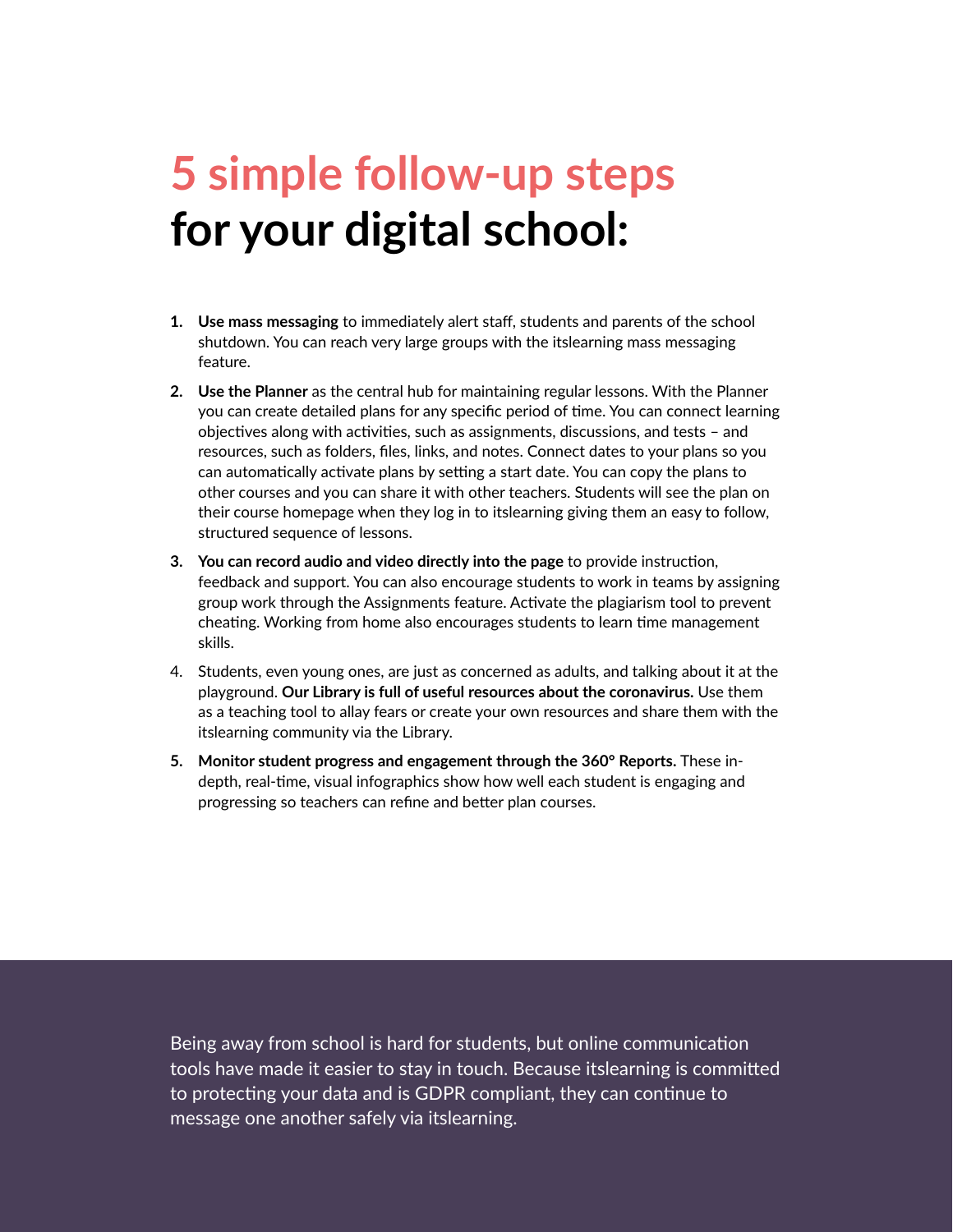# 5 simple follow-up steps for your digital school:

1. **Use mass messaging** to immediately alert staff, students and parents of the school shutdown. You can reach very large groups with the itslearning mass messaging feature.
2. **Use the Planner** as the central hub for maintaining regular lessons. With the Planner you can create detailed plans for any specific period of time. You can connect learning objectives along with activities, such as assignments, discussions, and tests – and resources, such as folders, files, links, and notes. Connect dates to your plans so you can automatically activate plans by setting a start date. You can copy the plans to other courses and you can share it with other teachers. Students will see the plan on their course homepage when they log in to itslearning giving them an easy to follow, structured sequence of lessons.
3. **You can record audio and video directly into the page** to provide instruction, feedback and support. You can also encourage students to work in teams by assigning group work through the Assignments feature. Activate the plagiarism tool to prevent cheating. Working from home also encourages students to learn time management skills.
4. Students, even young ones, are just as concerned as adults, and talking about it at the playground. **Our Library is full of useful resources about the coronavirus.** Use them as a teaching tool to allay fears or create your own resources and share them with the itslearning community via the Library.
5. **Monitor student progress and engagement through the 360° Reports.** These in-depth, real-time, visual infographics show how well each student is engaging and progressing so teachers can refine and better plan courses.

Being away from school is hard for students, but online communication tools have made it easier to stay in touch. Because itslearning is committed to protecting your data and is GDPR compliant, they can continue to message one another safely via itslearning.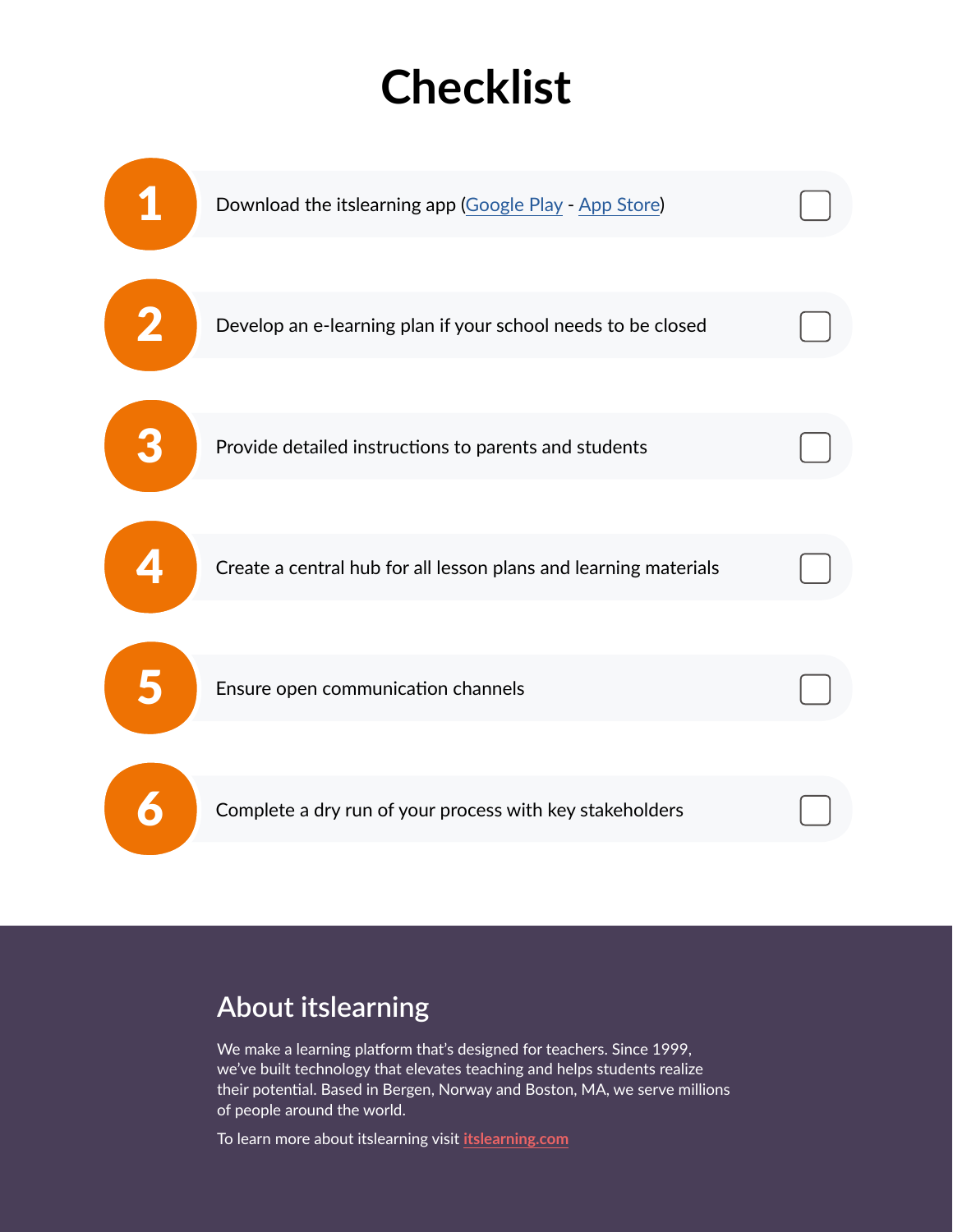# Checklist

1. Download the itslearning app (Google Play - App Store) ☐
2. Develop an e-learning plan if your school needs to be closed ☐
3. Provide detailed instructions to parents and students ☐
4. Create a central hub for all lesson plans and learning materials ☐
5. Ensure open communication channels ☐
6. Complete a dry run of your process with key stakeholders ☐

## About itslearning

We make a learning platform that's designed for teachers. Since 1999, we've built technology that elevates teaching and helps students realize their potential. Based in Bergen, Norway and Boston, MA, we serve millions of people around the world.

To learn more about itslearning visit itslearning.com